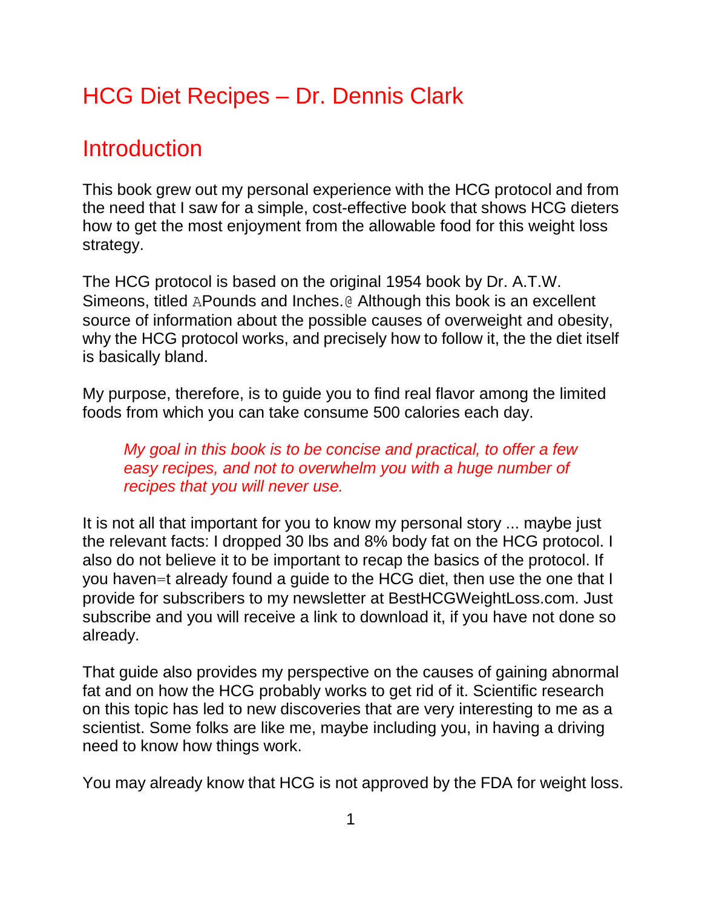# HCG Diet Recipes – Dr. Dennis Clark

## Introduction

This book grew out my personal experience with the HCG protocol and from the need that I saw for a simple, cost-effective book that shows HCG dieters how to get the most enjoyment from the allowable food for this weight loss strategy.

The HCG protocol is based on the original 1954 book by Dr. A.T.W. Simeons, titled APounds and Inches.@ Although this book is an excellent source of information about the possible causes of overweight and obesity, why the HCG protocol works, and precisely how to follow it, the the diet itself is basically bland.

My purpose, therefore, is to guide you to find real flavor among the limited foods from which you can take consume 500 calories each day.

> *My goal in this book is to be concise and practical, to offer a few easy recipes, and not to overwhelm you with a huge number of recipes that you will never use.*

It is not all that important for you to know my personal story ... maybe just the relevant facts: I dropped 30 lbs and 8% body fat on the HCG protocol. I also do not believe it to be important to recap the basics of the protocol. If you haven=t already found a guide to the HCG diet, then use the one that I provide for subscribers to my newsletter at BestHCGWeightLoss.com. Just subscribe and you will receive a link to download it, if you have not done so already.

That guide also provides my perspective on the causes of gaining abnormal fat and on how the HCG probably works to get rid of it. Scientific research on this topic has led to new discoveries that are very interesting to me as a scientist. Some folks are like me, maybe including you, in having a driving need to know how things work.

You may already know that HCG is not approved by the FDA for weight loss.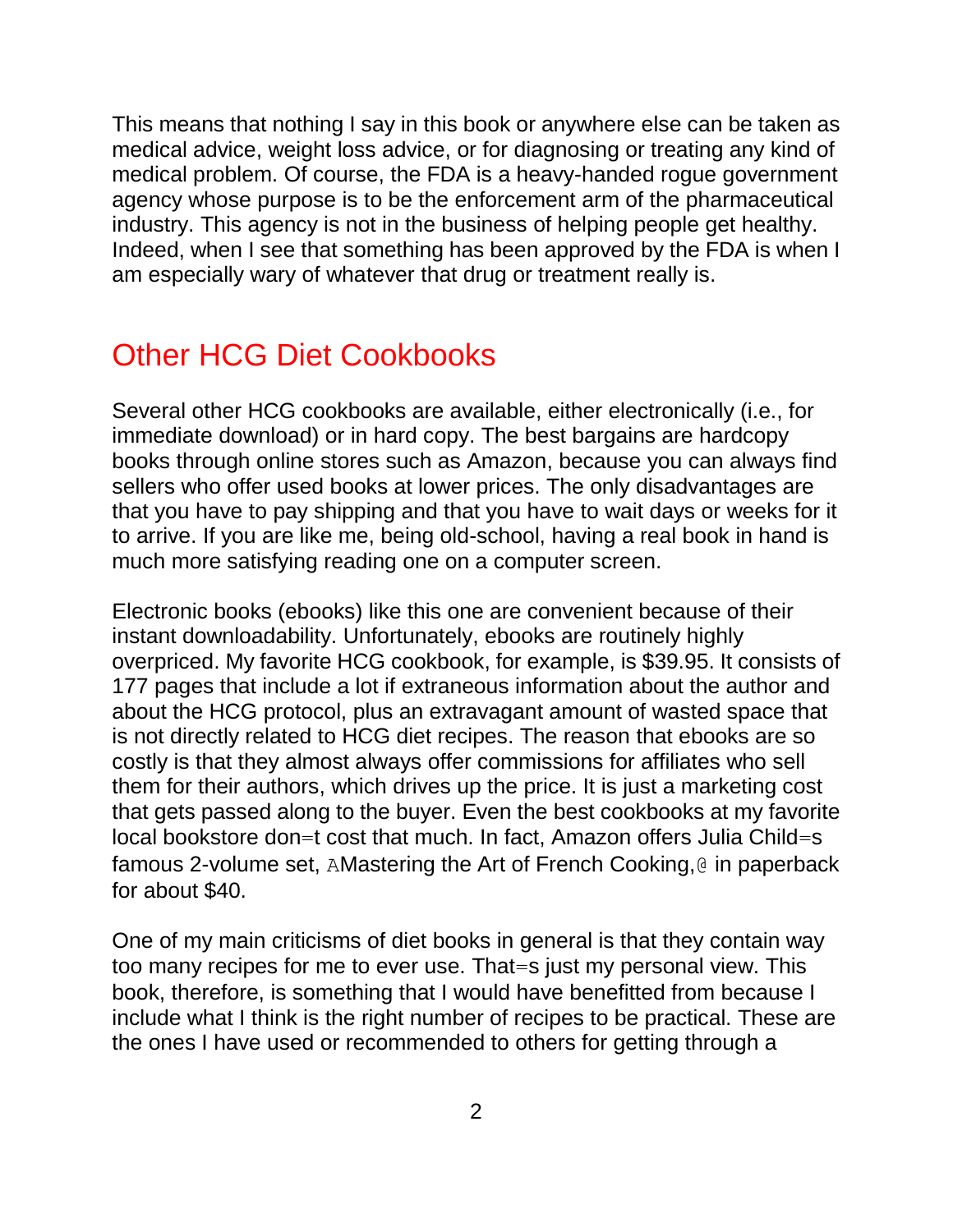This means that nothing I say in this book or anywhere else can be taken as medical advice, weight loss advice, or for diagnosing or treating any kind of medical problem. Of course, the FDA is a heavy-handed rogue government agency whose purpose is to be the enforcement arm of the pharmaceutical industry. This agency is not in the business of helping people get healthy. Indeed, when I see that something has been approved by the FDA is when I am especially wary of whatever that drug or treatment really is.

## Other HCG Diet Cookbooks

Several other HCG cookbooks are available, either electronically (i.e., for immediate download) or in hard copy. The best bargains are hardcopy books through online stores such as Amazon, because you can always find sellers who offer used books at lower prices. The only disadvantages are that you have to pay shipping and that you have to wait days or weeks for it to arrive. If you are like me, being old-school, having a real book in hand is much more satisfying reading one on a computer screen.

Electronic books (ebooks) like this one are convenient because of their instant downloadability. Unfortunately, ebooks are routinely highly overpriced. My favorite HCG cookbook, for example, is $39.95. It consists of 177 pages that include a lot if extraneous information about the author and about the HCG protocol, plus an extravagant amount of wasted space that is not directly related to HCG diet recipes. The reason that ebooks are so costly is that they almost always offer commissions for affiliates who sell them for their authors, which drives up the price. It is just a marketing cost that gets passed along to the buyer. Even the best cookbooks at my favorite local bookstore don=t cost that much. In fact, Amazon offers Julia Child=s famous 2-volume set, AMastering the Art of French Cooking,@ in paperback for about $40.

One of my main criticisms of diet books in general is that they contain way too many recipes for me to ever use. That=s just my personal view. This book, therefore, is something that I would have benefitted from because I include what I think is the right number of recipes to be practical. These are the ones I have used or recommended to others for getting through a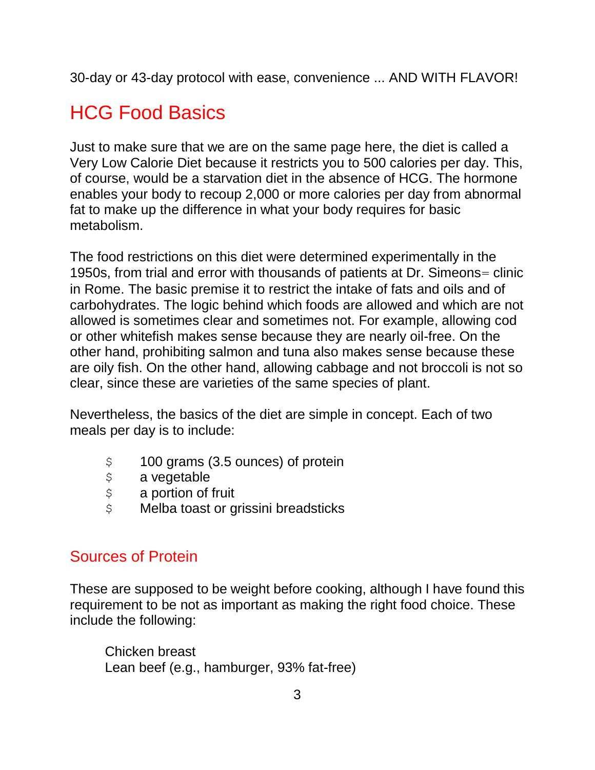30-day or 43-day protocol with ease, convenience ... AND WITH FLAVOR!

## HCG Food Basics

Just to make sure that we are on the same page here, the diet is called a Very Low Calorie Diet because it restricts you to 500 calories per day. This, of course, would be a starvation diet in the absence of HCG. The hormone enables your body to recoup 2,000 or more calories per day from abnormal fat to make up the difference in what your body requires for basic metabolism.

The food restrictions on this diet were determined experimentally in the 1950s, from trial and error with thousands of patients at Dr. Simeons= clinic in Rome. The basic premise it to restrict the intake of fats and oils and of carbohydrates. The logic behind which foods are allowed and which are not allowed is sometimes clear and sometimes not. For example, allowing cod or other whitefish makes sense because they are nearly oil-free. On the other hand, prohibiting salmon and tuna also makes sense because these are oily fish. On the other hand, allowing cabbage and not broccoli is not so clear, since these are varieties of the same species of plant.

Nevertheless, the basics of the diet are simple in concept. Each of two meals per day is to include:

- 100 grams (3.5 ounces) of protein
- a vegetable
- a portion of fruit
- Melba toast or grissini breadsticks

### Sources of Protein

These are supposed to be weight before cooking, although I have found this requirement to be not as important as making the right food choice. These include the following:

Chicken breast
Lean beef (e.g., hamburger, 93% fat-free)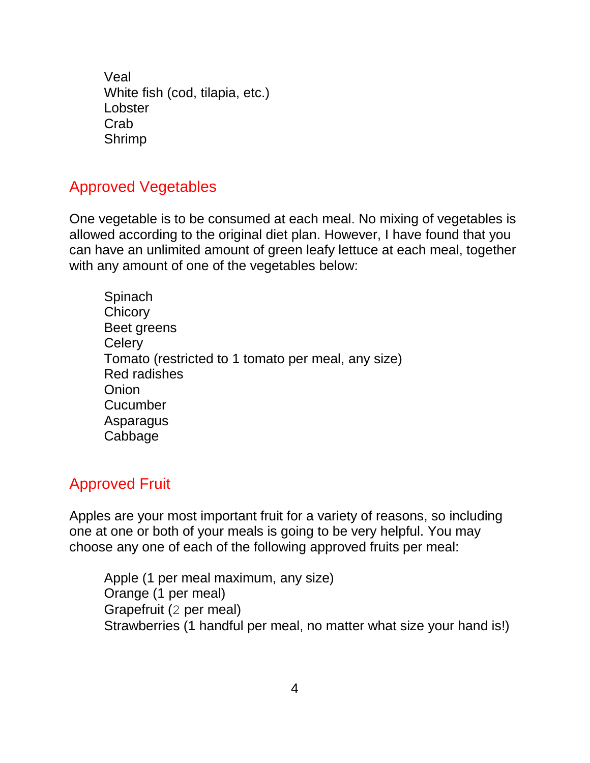Veal  
White fish (cod, tilapia, etc.)  
Lobster  
Crab  
Shrimp

## Approved Vegetables

One vegetable is to be consumed at each meal. No mixing of vegetables is allowed according to the original diet plan. However, I have found that you can have an unlimited amount of green leafy lettuce at each meal, together with any amount of one of the vegetables below:

Spinach  
Chicory  
Beet greens  
Celery  
Tomato (restricted to 1 tomato per meal, any size)  
Red radishes  
Onion  
Cucumber  
Asparagus  
Cabbage

## Approved Fruit

Apples are your most important fruit for a variety of reasons, so including one at one or both of your meals is going to be very helpful. You may choose any one of each of the following approved fruits per meal:

Apple (1 per meal maximum, any size)  
Orange (1 per meal)  
Grapefruit (2 per meal)  
Strawberries (1 handful per meal, no matter what size your hand is!)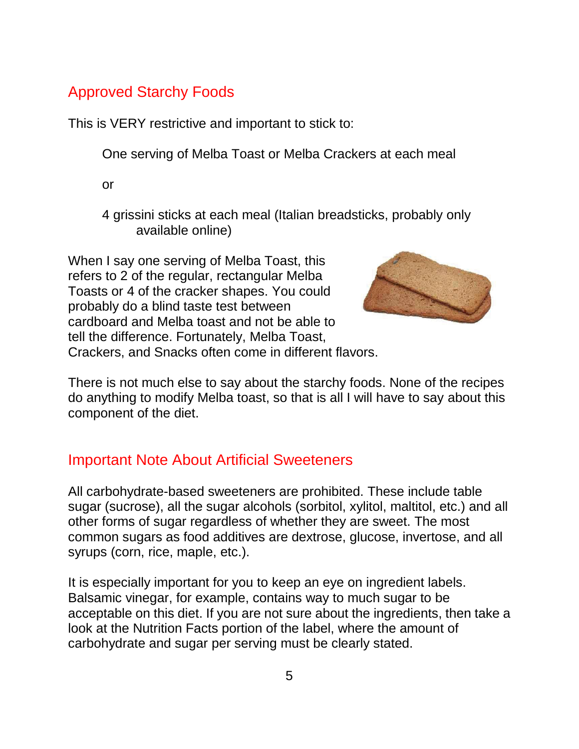## Approved Starchy Foods

This is VERY restrictive and important to stick to:

> One serving of Melba Toast or Melba Crackers at each meal
>
> or
>
> 4 grissini sticks at each meal (Italian breadsticks, probably only available online)

When I say one serving of Melba Toast, this refers to 2 of the regular, rectangular Melba Toasts or 4 of the cracker shapes. You could probably do a blind taste test between cardboard and Melba toast and not be able to tell the difference. Fortunately, Melba Toast, Crackers, and Snacks often come in different flavors.

There is not much else to say about the starchy foods. None of the recipes do anything to modify Melba toast, so that is all I will have to say about this component of the diet.

## Important Note About Artificial Sweeteners

All carbohydrate-based sweeteners are prohibited. These include table sugar (sucrose), all the sugar alcohols (sorbitol, xylitol, maltitol, etc.) and all other forms of sugar regardless of whether they are sweet. The most common sugars as food additives are dextrose, glucose, invertose, and all syrups (corn, rice, maple, etc.).

It is especially important for you to keep an eye on ingredient labels. Balsamic vinegar, for example, contains way to much sugar to be acceptable on this diet. If you are not sure about the ingredients, then take a look at the Nutrition Facts portion of the label, where the amount of carbohydrate and sugar per serving must be clearly stated.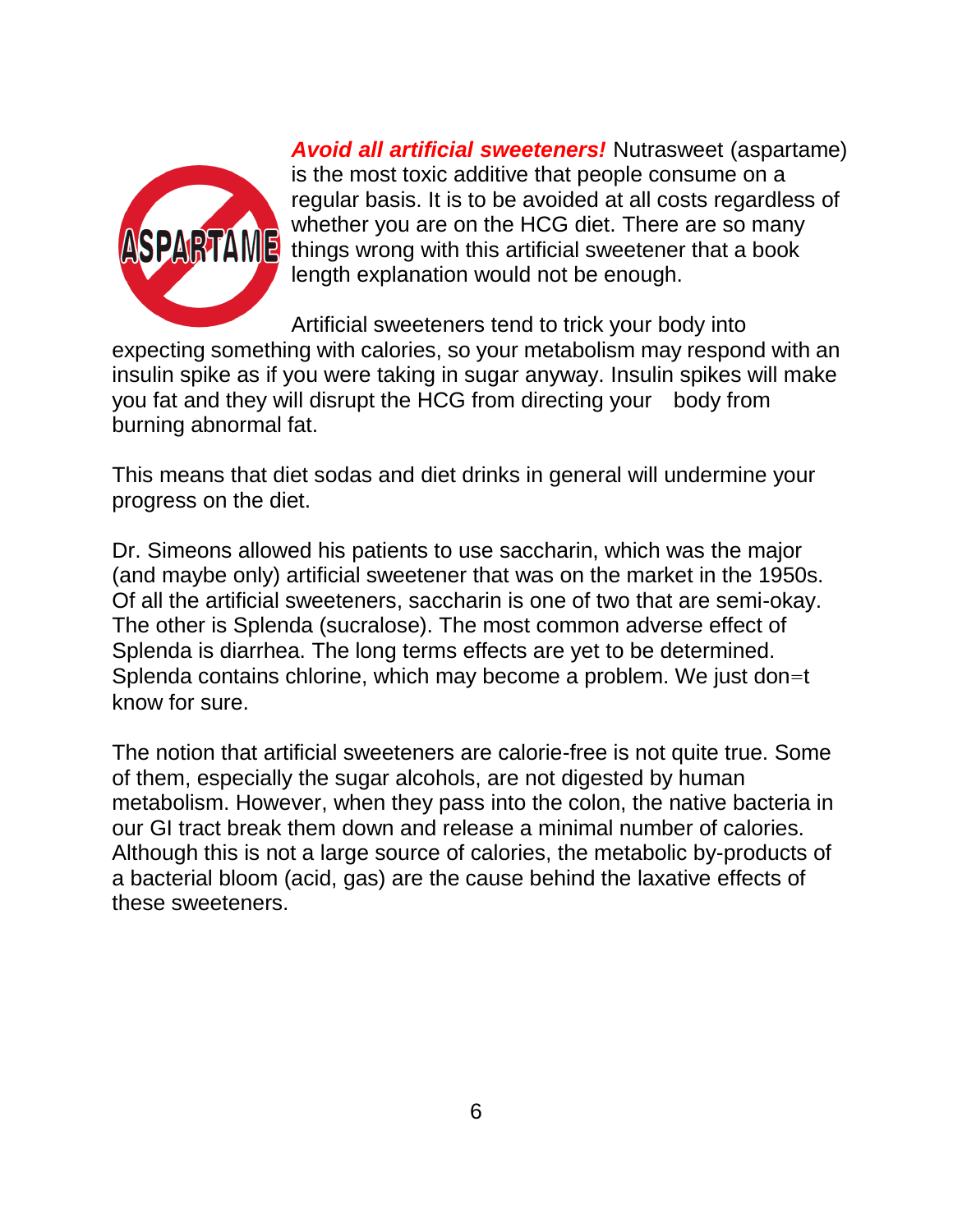***Avoid all artificial sweeteners!*** Nutrasweet (aspartame) is the most toxic additive that people consume on a regular basis. It is to be avoided at all costs regardless of whether you are on the HCG diet. There are so many things wrong with this artificial sweetener that a book length explanation would not be enough.

Artificial sweeteners tend to trick your body into expecting something with calories, so your metabolism may respond with an insulin spike as if you were taking in sugar anyway. Insulin spikes will make you fat and they will disrupt the HCG from directing your body from burning abnormal fat.

This means that diet sodas and diet drinks in general will undermine your progress on the diet.

Dr. Simeons allowed his patients to use saccharin, which was the major (and maybe only) artificial sweetener that was on the market in the 1950s. Of all the artificial sweeteners, saccharin is one of two that are semi-okay. The other is Splenda (sucralose). The most common adverse effect of Splenda is diarrhea. The long terms effects are yet to be determined. Splenda contains chlorine, which may become a problem. We just don=t know for sure.

The notion that artificial sweeteners are calorie-free is not quite true. Some of them, especially the sugar alcohols, are not digested by human metabolism. However, when they pass into the colon, the native bacteria in our GI tract break them down and release a minimal number of calories. Although this is not a large source of calories, the metabolic by-products of a bacterial bloom (acid, gas) are the cause behind the laxative effects of these sweeteners.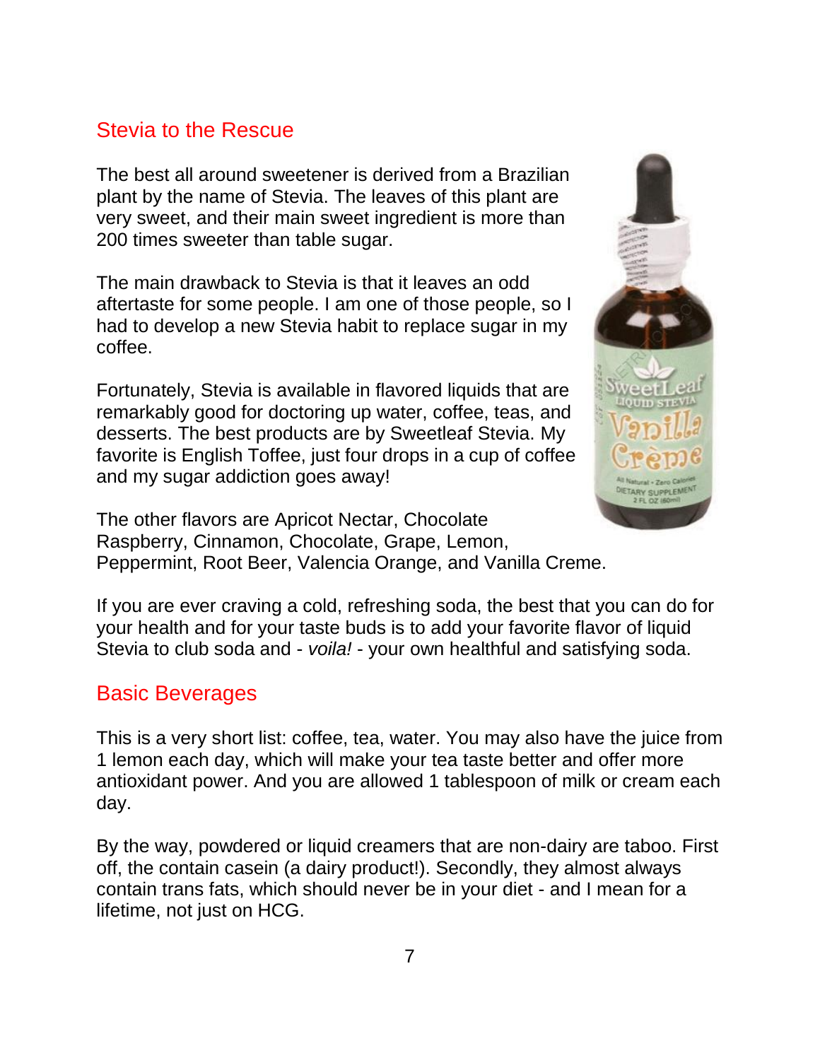## Stevia to the Rescue

The best all around sweetener is derived from a Brazilian plant by the name of Stevia. The leaves of this plant are very sweet, and their main sweet ingredient is more than 200 times sweeter than table sugar.

The main drawback to Stevia is that it leaves an odd aftertaste for some people. I am one of those people, so I had to develop a new Stevia habit to replace sugar in my coffee.

Fortunately, Stevia is available in flavored liquids that are remarkably good for doctoring up water, coffee, teas, and desserts. The best products are by Sweetleaf Stevia. My favorite is English Toffee, just four drops in a cup of coffee and my sugar addiction goes away!

The other flavors are Apricot Nectar, Chocolate Raspberry, Cinnamon, Chocolate, Grape, Lemon, Peppermint, Root Beer, Valencia Orange, and Vanilla Creme.

If you are ever craving a cold, refreshing soda, the best that you can do for your health and for your taste buds is to add your favorite flavor of liquid Stevia to club soda and - *voila!* - your own healthful and satisfying soda.

## Basic Beverages

This is a very short list: coffee, tea, water. You may also have the juice from 1 lemon each day, which will make your tea taste better and offer more antioxidant power. And you are allowed 1 tablespoon of milk or cream each day.

By the way, powdered or liquid creamers that are non-dairy are taboo. First off, the contain casein (a dairy product!). Secondly, they almost always contain trans fats, which should never be in your diet - and I mean for a lifetime, not just on HCG.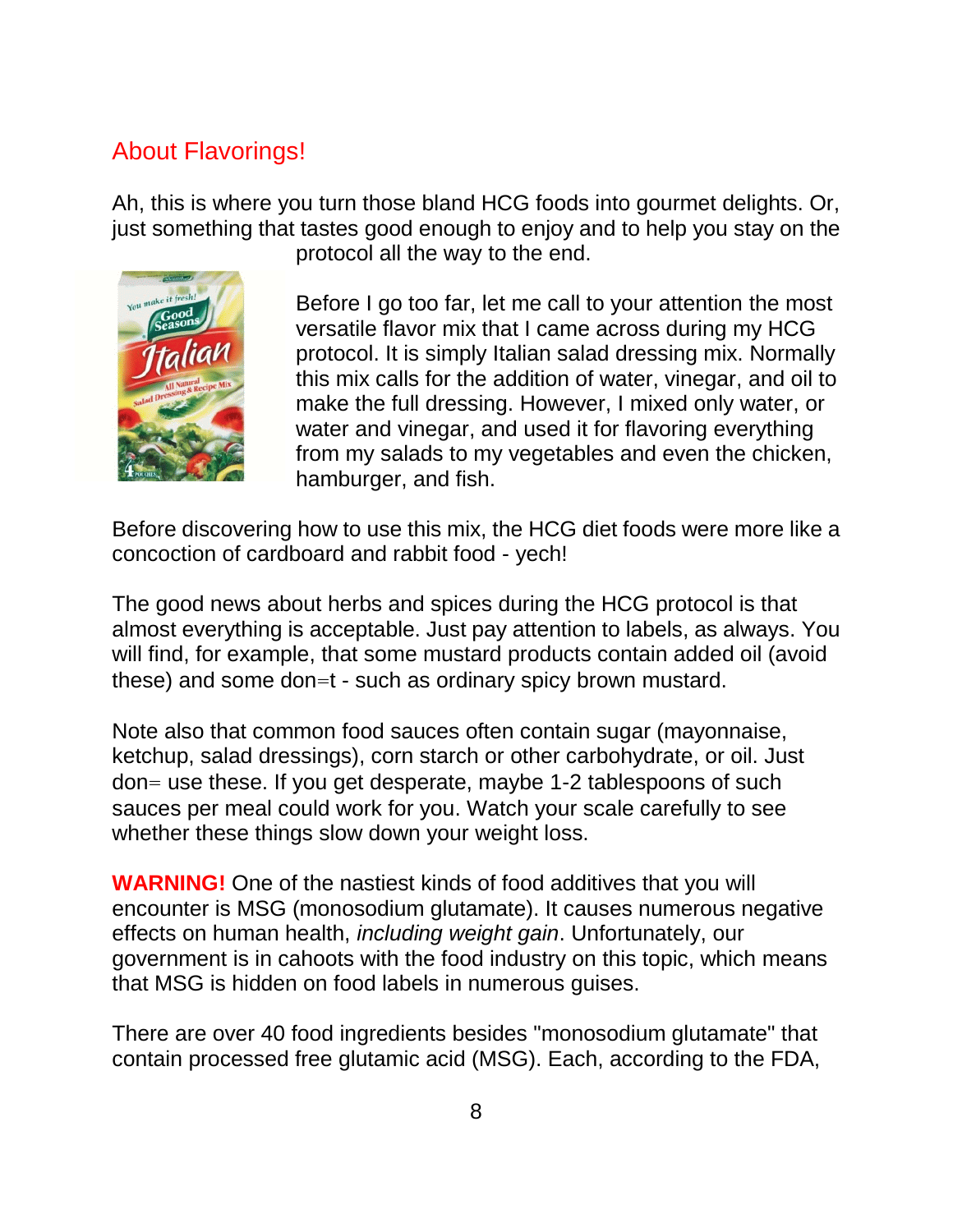## About Flavorings!

Ah, this is where you turn those bland HCG foods into gourmet delights. Or, just something that tastes good enough to enjoy and to help you stay on the protocol all the way to the end.

Before I go too far, let me call to your attention the most versatile flavor mix that I came across during my HCG protocol. It is simply Italian salad dressing mix. Normally this mix calls for the addition of water, vinegar, and oil to make the full dressing. However, I mixed only water, or water and vinegar, and used it for flavoring everything from my salads to my vegetables and even the chicken, hamburger, and fish.

Before discovering how to use this mix, the HCG diet foods were more like a concoction of cardboard and rabbit food - yech!

The good news about herbs and spices during the HCG protocol is that almost everything is acceptable. Just pay attention to labels, as always. You will find, for example, that some mustard products contain added oil (avoid these) and some don=t - such as ordinary spicy brown mustard.

Note also that common food sauces often contain sugar (mayonnaise, ketchup, salad dressings), corn starch or other carbohydrate, or oil. Just don= use these. If you get desperate, maybe 1-2 tablespoons of such sauces per meal could work for you. Watch your scale carefully to see whether these things slow down your weight loss.

**WARNING!** One of the nastiest kinds of food additives that you will encounter is MSG (monosodium glutamate). It causes numerous negative effects on human health, *including weight gain*. Unfortunately, our government is in cahoots with the food industry on this topic, which means that MSG is hidden on food labels in numerous guises.

There are over 40 food ingredients besides "monosodium glutamate" that contain processed free glutamic acid (MSG). Each, according to the FDA,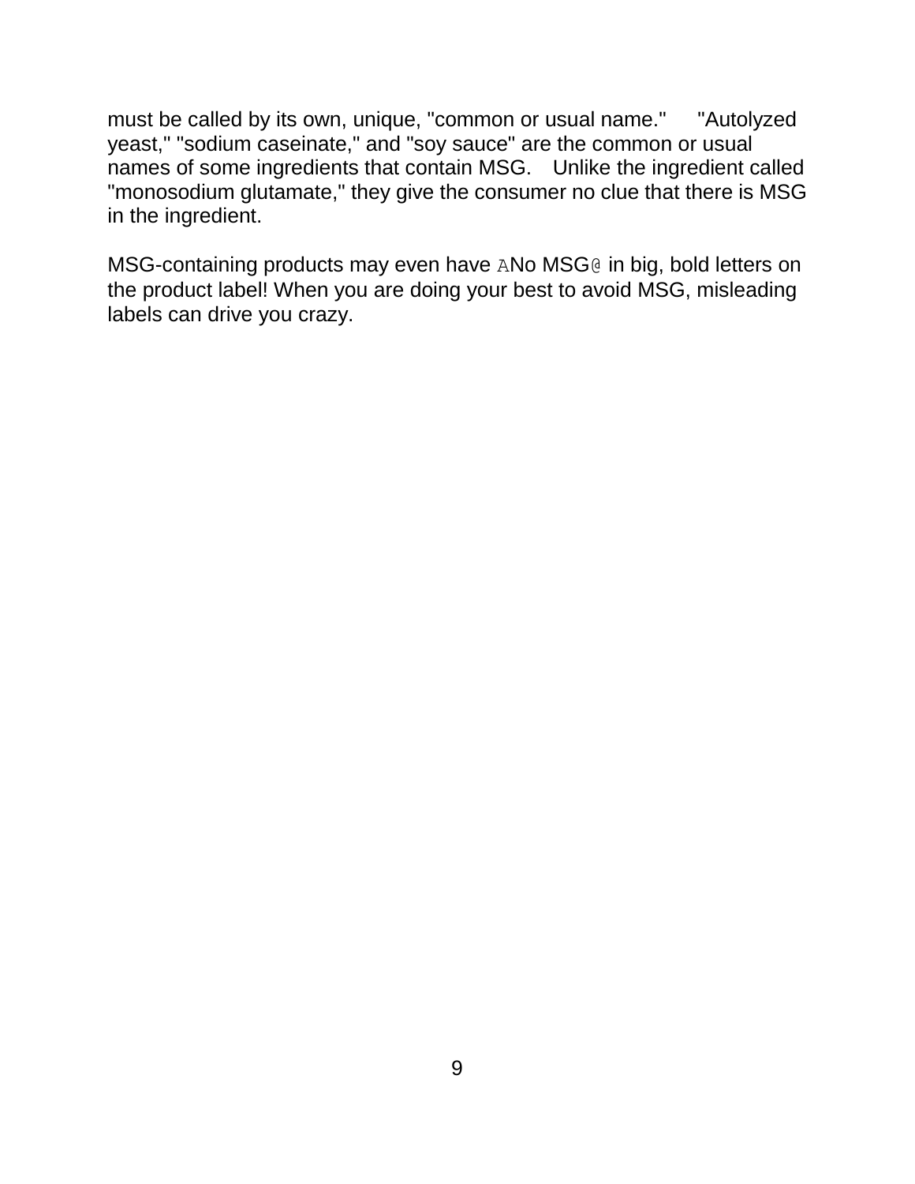must be called by its own, unique, "common or usual name." "Autolyzed yeast," "sodium caseinate," and "soy sauce" are the common or usual names of some ingredients that contain MSG. Unlike the ingredient called "monosodium glutamate," they give the consumer no clue that there is MSG in the ingredient.

MSG-containing products may even have ANo MSG@ in big, bold letters on the product label! When you are doing your best to avoid MSG, misleading labels can drive you crazy.